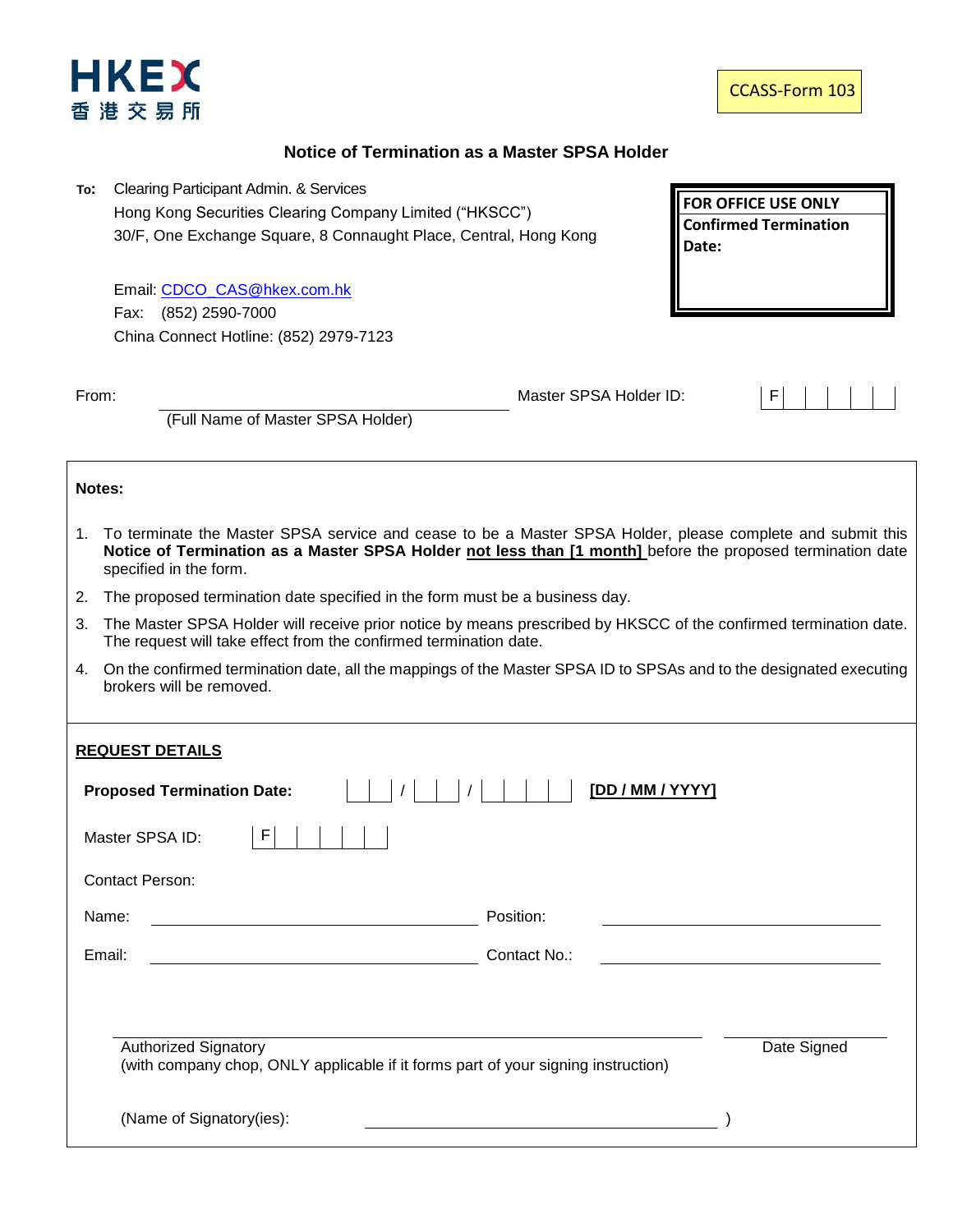HKEX 香港交易所

CCASS-Form 103

# Notice of Termination as a Master SPSA Holder

**To:** Clearing Participant Admin. & Services
Hong Kong Securities Clearing Company Limited ("HKSCC")
30/F, One Exchange Square, 8 Connaught Place, Central, Hong Kong

Email: CDCO_CAS@hkex.com.hk
Fax: (852) 2590-7000
China Connect Hotline: (852) 2979-7123

| **FOR OFFICE USE ONLY** |
| --- |
| **Confirmed Termination Date:** |

From: ______________________________ Master SPSA Holder ID: | F | | | | | |
(Full Name of Master SPSA Holder)

**Notes:**

1. To terminate the Master SPSA service and cease to be a Master SPSA Holder, please complete and submit this **Notice of Termination as a Master SPSA Holder** **not less than [1 month]** before the proposed termination date specified in the form.
2. The proposed termination date specified in the form must be a business day.
3. The Master SPSA Holder will receive prior notice by means prescribed by HKSCC of the confirmed termination date. The request will take effect from the confirmed termination date.
4. On the confirmed termination date, all the mappings of the Master SPSA ID to SPSAs and to the designated executing brokers will be removed.

## REQUEST DETAILS

**Proposed Termination Date:** | | | / | | | / | | | | | **[DD / MM / YYYY]**

Master SPSA ID: | F | | | | | |

Contact Person:

Name: ______________________________ Position: ______________________________

Email: ______________________________ Contact No.: ______________________________

______________________________ ______________________________
Authorized Signatory Date Signed
(with company chop, ONLY applicable if it forms part of your signing instruction)

(Name of Signatory(ies): ______________________________ )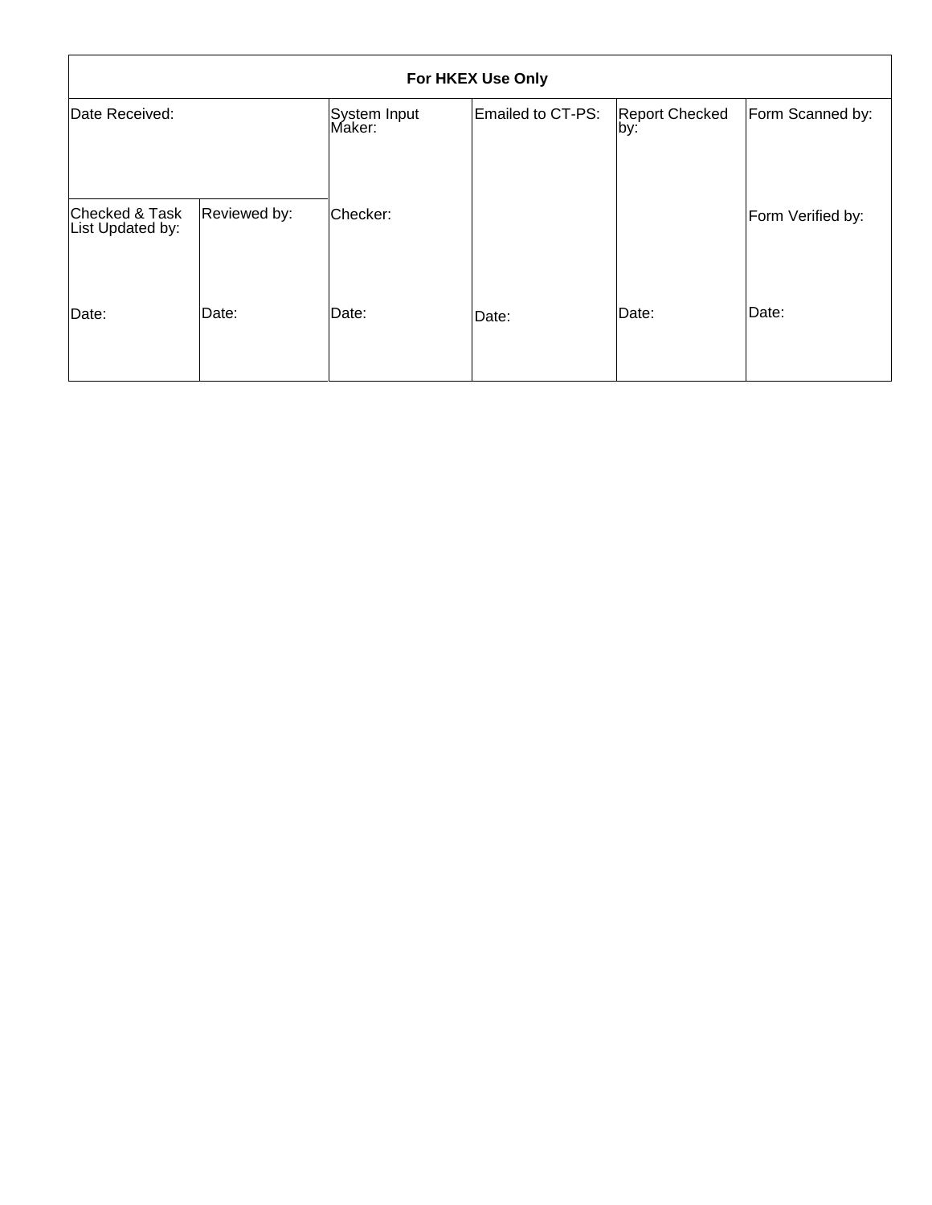| For HKEX Use Only | | | | | |
|---|---|---|---|---|---|
| Date Received: | | System Input Maker: | Emailed to CT-PS: | Report Checked by: | Form Scanned by: |
| Checked & Task List Updated by: | Reviewed by: | Checker: | | | Form Verified by: |
| Date: | Date: | Date: | Date: | Date: | Date: |